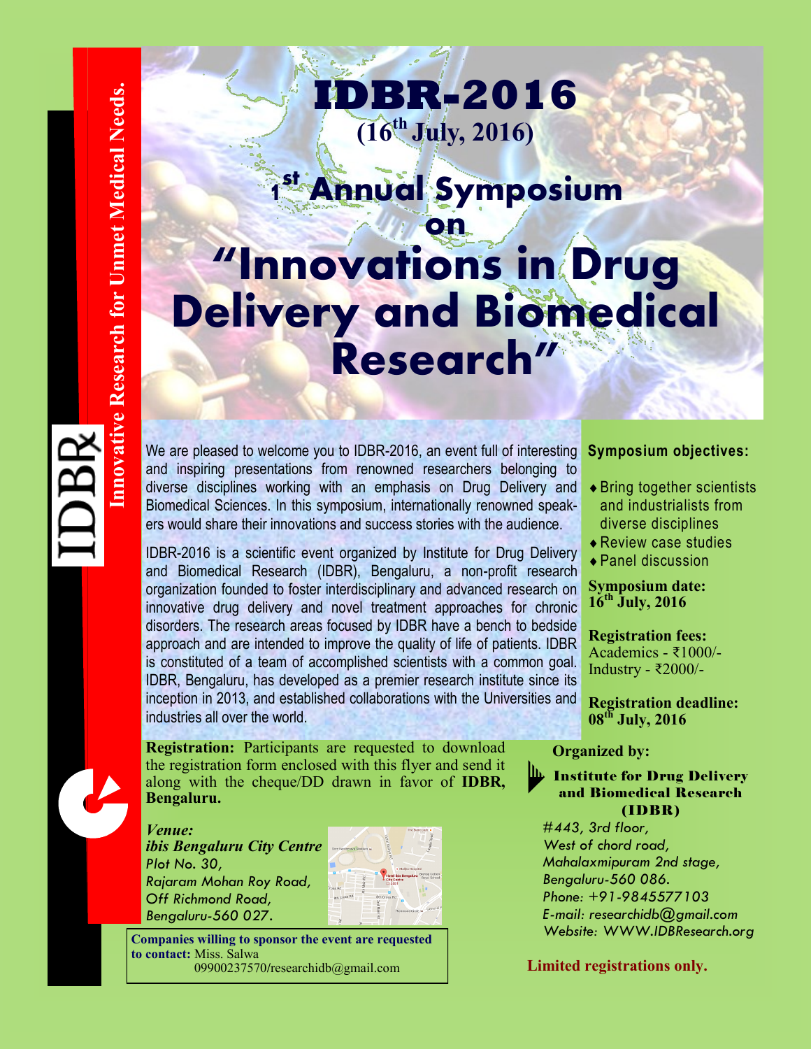# IDBR-2016

**(16th July, 2016)**

## 1st Annual Symposium on

# "Innovations in Drug Delivery and Biomedical Research"

Innovative Research for Unmet Medical Needs.

IDBRx

We are pleased to welcome you to IDBR-2016, an event full of interesting and inspiring presentations from renowned researchers belonging to diverse disciplines working with an emphasis on Drug Delivery and Biomedical Sciences. In this symposium, internationally renowned speakers would share their innovations and success stories with the audience.

IDBR-2016 is a scientific event organized by Institute for Drug Delivery and Biomedical Research (IDBR), Bengaluru, a non-profit research organization founded to foster interdisciplinary and advanced research on innovative drug delivery and novel treatment approaches for chronic disorders. The research areas focused by IDBR have a bench to bedside approach and are intended to improve the quality of life of patients. IDBR is constituted of a team of accomplished scientists with a common goal. IDBR, Bengaluru, has developed as a premier research institute since its inception in 2013, and established collaborations with the Universities and industries all over the world.

**Registration:** Participants are requested to download the registration form enclosed with this flyer and send it along with the cheque/DD drawn in favor of **IDBR, Bengaluru.**

***Venue:***
***ibis Bengaluru City Centre***
*Plot No. 30,*
*Rajaram Mohan Roy Road,*
*Off Richmond Road,*
*Bengaluru-560 027.*

**Companies willing to sponsor the event are requested to contact:** Miss. Salwa
09900237570/researchidb@gmail.com

**Symposium objectives:**

- Bring together scientists and industrialists from diverse disciplines
- Review case studies
- Panel discussion

**Symposium date:**
**16th July, 2016**

**Registration fees:**
Academics - ₹1000/-
Industry - ₹2000/-

**Registration deadline:**
**08th July, 2016**

**Organized by:**

**Institute for Drug Delivery and Biomedical Research (IDBR)**

*#443, 3rd floor,*
*West of chord road,*
*Mahalaxmipuram 2nd stage,*
*Bengaluru-560 086.*
*Phone: +91-9845577103*
*E-mail: researchidb@gmail.com*
*Website: WWW.IDBResearch.org*

**Limited registrations only.**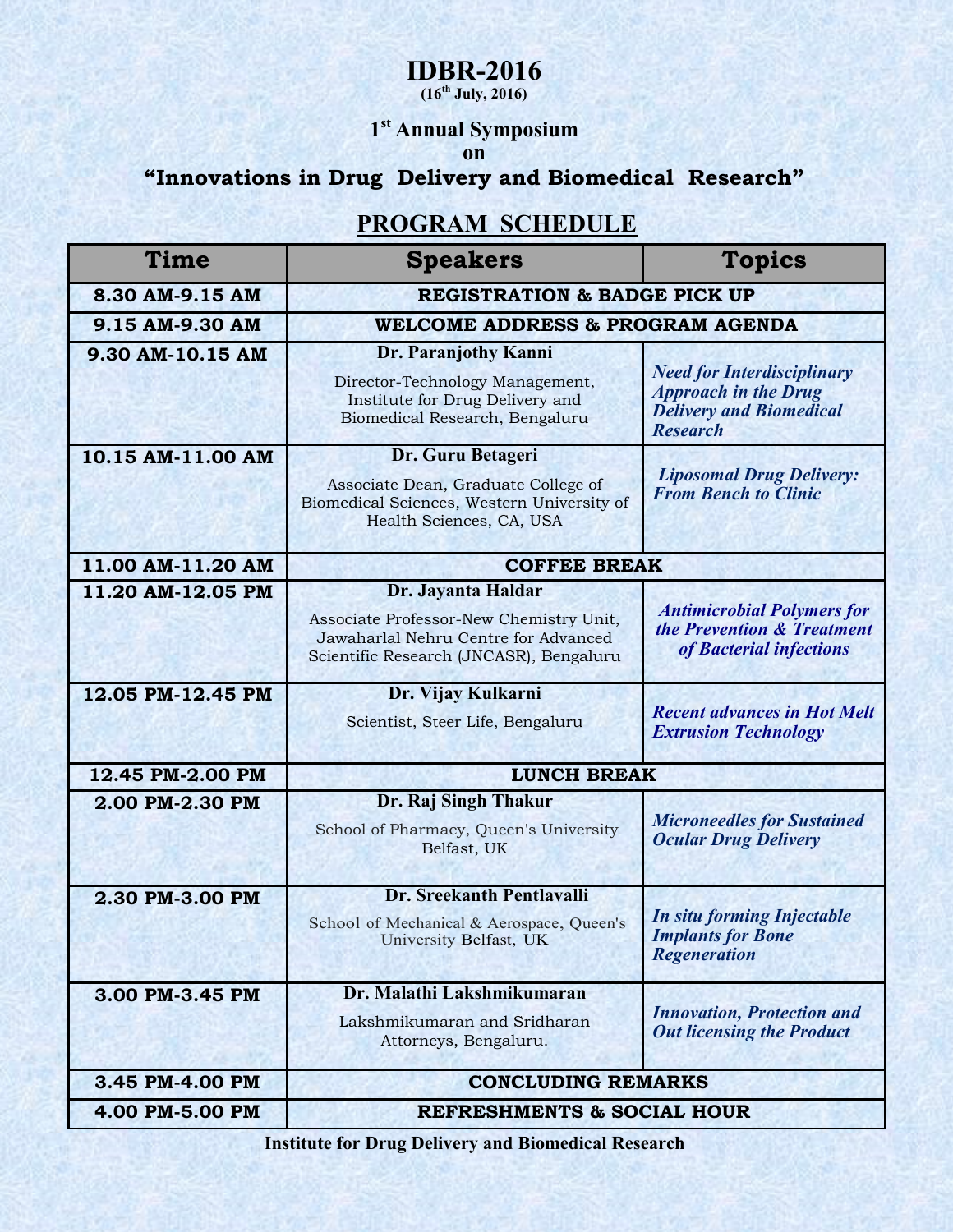# IDBR-2016

**(16th July, 2016)**

## 1st Annual Symposium

**on**

## "Innovations in Drug Delivery and Biomedical Research"

## PROGRAM SCHEDULE

| Time | Speakers | Topics |
|---|---|---|
| 8.30 AM-9.15 AM | REGISTRATION & BADGE PICK UP | |
| 9.15 AM-9.30 AM | WELCOME ADDRESS & PROGRAM AGENDA | |
| 9.30 AM-10.15 AM | **Dr. Paranjothy Kanni** Director-Technology Management, Institute for Drug Delivery and Biomedical Research, Bengaluru | ***Need for Interdisciplinary Approach in the Drug Delivery and Biomedical Research*** |
| 10.15 AM-11.00 AM | **Dr. Guru Betageri** Associate Dean, Graduate College of Biomedical Sciences, Western University of Health Sciences, CA, USA | ***Liposomal Drug Delivery: From Bench to Clinic*** |
| 11.00 AM-11.20 AM | COFFEE BREAK | |
| 11.20 AM-12.05 PM | **Dr. Jayanta Haldar** Associate Professor-New Chemistry Unit, Jawaharlal Nehru Centre for Advanced Scientific Research (JNCASR), Bengaluru | ***Antimicrobial Polymers for the Prevention & Treatment of Bacterial infections*** |
| 12.05 PM-12.45 PM | **Dr. Vijay Kulkarni** Scientist, Steer Life, Bengaluru | ***Recent advances in Hot Melt Extrusion Technology*** |
| 12.45 PM-2.00 PM | LUNCH BREAK | |
| 2.00 PM-2.30 PM | **Dr. Raj Singh Thakur** School of Pharmacy, Queen's University Belfast, UK | ***Microneedles for Sustained Ocular Drug Delivery*** |
| 2.30 PM-3.00 PM | **Dr. Sreekanth Pentlavalli** School of Mechanical & Aerospace, Queen's University Belfast, UK | ***In situ forming Injectable Implants for Bone Regeneration*** |
| 3.00 PM-3.45 PM | **Dr. Malathi Lakshmikumaran** Lakshmikumaran and Sridharan Attorneys, Bengaluru. | ***Innovation, Protection and Out licensing the Product*** |
| 3.45 PM-4.00 PM | CONCLUDING REMARKS | |
| 4.00 PM-5.00 PM | REFRESHMENTS & SOCIAL HOUR | |

**Institute for Drug Delivery and Biomedical Research**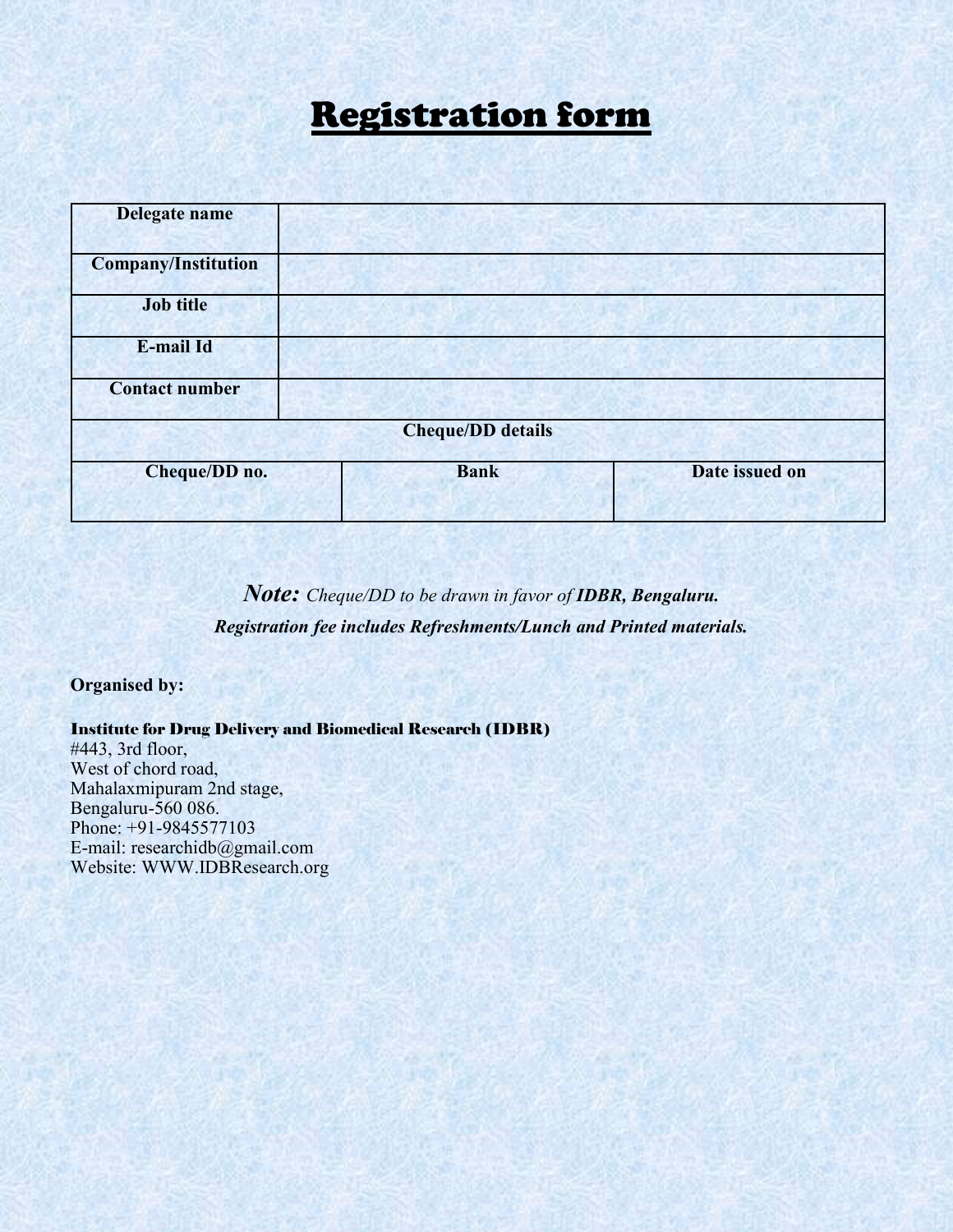# Registration form

| | |
|---|---|
| **Delegate name** | |
| **Company/Institution** | |
| **Job title** | |
| **E-mail Id** | |
| **Contact number** | |

| **Cheque/DD details** | | |
|---|---|---|
| **Cheque/DD no.** | **Bank** | **Date issued on** |
| | | |

***Note:*** *Cheque/DD to be drawn in favor of* ***IDBR, Bengaluru.***

***Registration fee includes Refreshments/Lunch and Printed materials.***

**Organised by:**

**Institute for Drug Delivery and Biomedical Research (IDBR)**
#443, 3rd floor,
West of chord road,
Mahalaxmipuram 2nd stage,
Bengaluru-560 086.
Phone: +91-9845577103
E-mail: researchidb@gmail.com
Website: WWW.IDBResearch.org